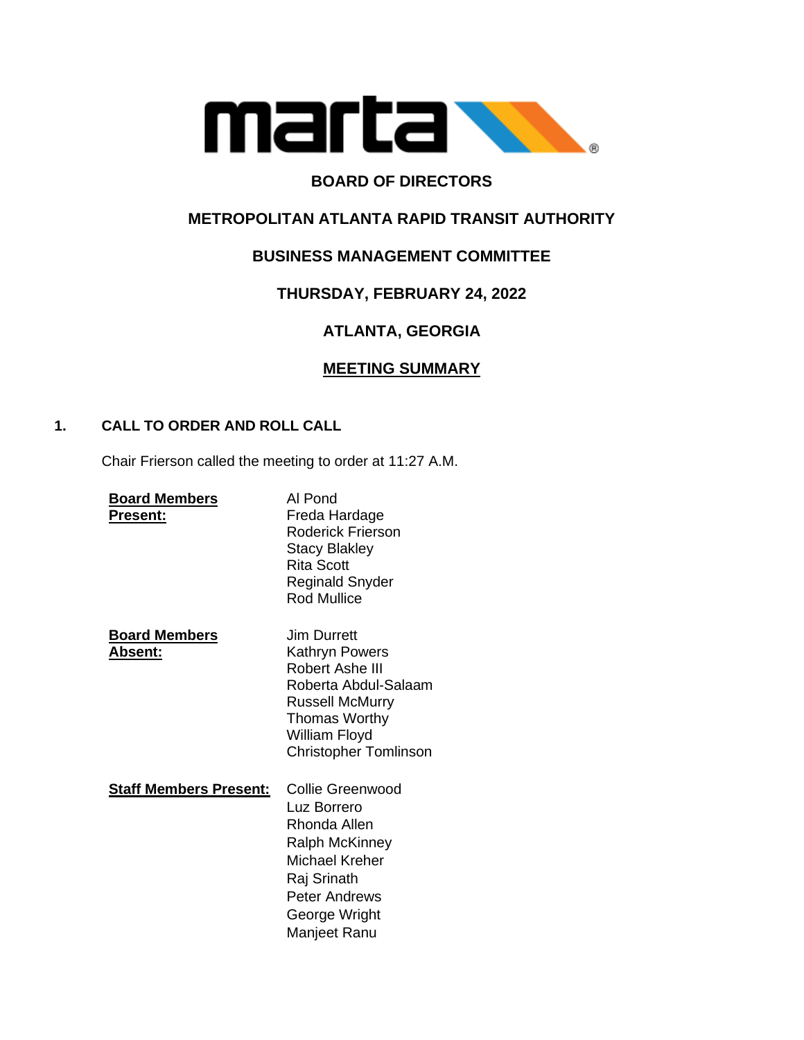marta

# BOARD OF DIRECTORS

## METROPOLITAN ATLANTA RAPID TRANSIT AUTHORITY

## BUSINESS MANAGEMENT COMMITTEE

## THURSDAY, FEBRUARY 24, 2022

## ATLANTA, GEORGIA

## MEETING SUMMARY

### 1. CALL TO ORDER AND ROLL CALL

Chair Frierson called the meeting to order at 11:27 A.M.

**Board Members Present:**

Al Pond
Freda Hardage
Roderick Frierson
Stacy Blakley
Rita Scott
Reginald Snyder
Rod Mullice

**Board Members Absent:**

Jim Durrett
Kathryn Powers
Robert Ashe III
Roberta Abdul-Salaam
Russell McMurry
Thomas Worthy
William Floyd
Christopher Tomlinson

**Staff Members Present:**

Collie Greenwood
Luz Borrero
Rhonda Allen
Ralph McKinney
Michael Kreher
Raj Srinath
Peter Andrews
George Wright
Manjeet Ranu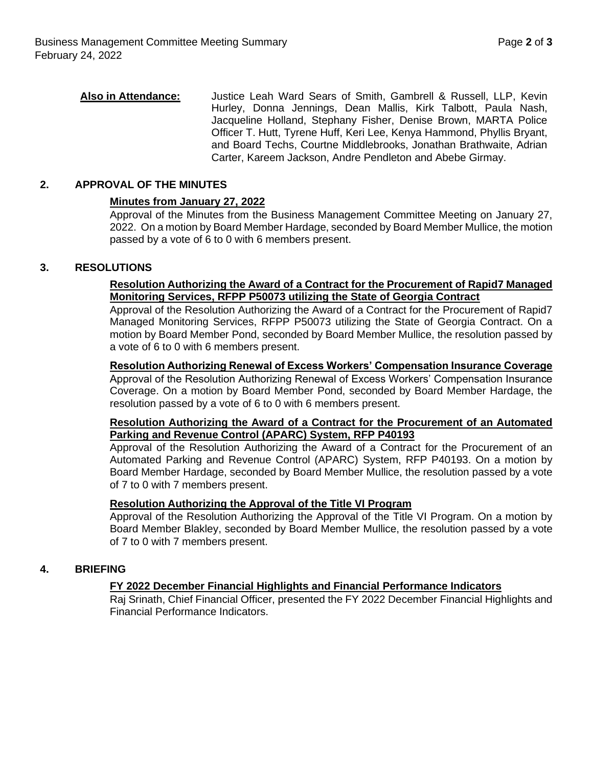**Also in Attendance:** Justice Leah Ward Sears of Smith, Gambrell & Russell, LLP, Kevin Hurley, Donna Jennings, Dean Mallis, Kirk Talbott, Paula Nash, Jacqueline Holland, Stephany Fisher, Denise Brown, MARTA Police Officer T. Hutt, Tyrene Huff, Keri Lee, Kenya Hammond, Phyllis Bryant, and Board Techs, Courtne Middlebrooks, Jonathan Brathwaite, Adrian Carter, Kareem Jackson, Andre Pendleton and Abebe Girmay.

## 2. APPROVAL OF THE MINUTES

**Minutes from January 27, 2022**

Approval of the Minutes from the Business Management Committee Meeting on January 27, 2022. On a motion by Board Member Hardage, seconded by Board Member Mullice, the motion passed by a vote of 6 to 0 with 6 members present.

## 3. RESOLUTIONS

**Resolution Authorizing the Award of a Contract for the Procurement of Rapid7 Managed Monitoring Services, RFPP P50073 utilizing the State of Georgia Contract**

Approval of the Resolution Authorizing the Award of a Contract for the Procurement of Rapid7 Managed Monitoring Services, RFPP P50073 utilizing the State of Georgia Contract. On a motion by Board Member Pond, seconded by Board Member Mullice, the resolution passed by a vote of 6 to 0 with 6 members present.

**Resolution Authorizing Renewal of Excess Workers' Compensation Insurance Coverage**

Approval of the Resolution Authorizing Renewal of Excess Workers' Compensation Insurance Coverage. On a motion by Board Member Pond, seconded by Board Member Hardage, the resolution passed by a vote of 6 to 0 with 6 members present.

**Resolution Authorizing the Award of a Contract for the Procurement of an Automated Parking and Revenue Control (APARC) System, RFP P40193**

Approval of the Resolution Authorizing the Award of a Contract for the Procurement of an Automated Parking and Revenue Control (APARC) System, RFP P40193. On a motion by Board Member Hardage, seconded by Board Member Mullice, the resolution passed by a vote of 7 to 0 with 7 members present.

**Resolution Authorizing the Approval of the Title VI Program**

Approval of the Resolution Authorizing the Approval of the Title VI Program. On a motion by Board Member Blakley, seconded by Board Member Mullice, the resolution passed by a vote of 7 to 0 with 7 members present.

## 4. BRIEFING

**FY 2022 December Financial Highlights and Financial Performance Indicators**

Raj Srinath, Chief Financial Officer, presented the FY 2022 December Financial Highlights and Financial Performance Indicators.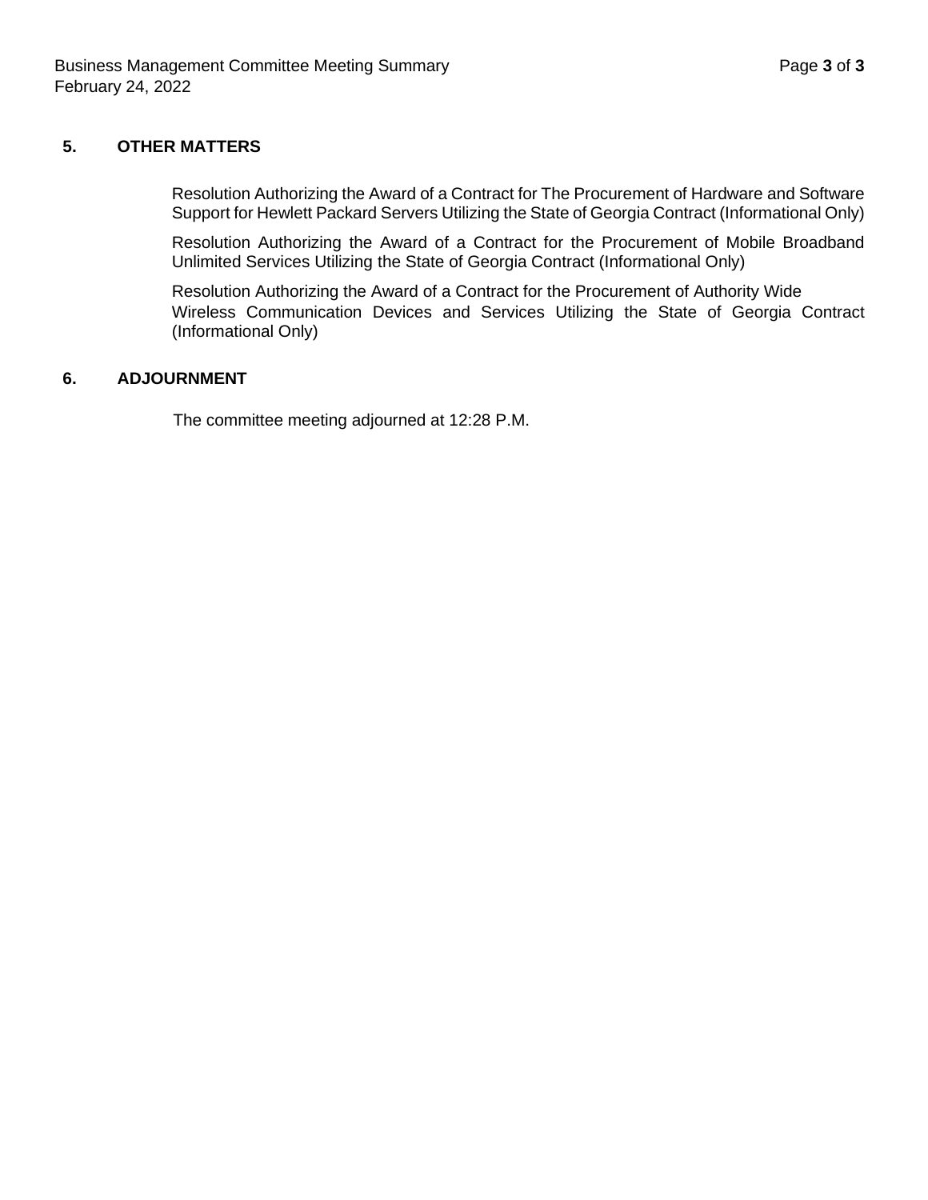## 5. OTHER MATTERS

Resolution Authorizing the Award of a Contract for The Procurement of Hardware and Software Support for Hewlett Packard Servers Utilizing the State of Georgia Contract (Informational Only)

Resolution Authorizing the Award of a Contract for the Procurement of Mobile Broadband Unlimited Services Utilizing the State of Georgia Contract (Informational Only)

Resolution Authorizing the Award of a Contract for the Procurement of Authority Wide Wireless Communication Devices and Services Utilizing the State of Georgia Contract (Informational Only)

## 6. ADJOURNMENT

The committee meeting adjourned at 12:28 P.M.